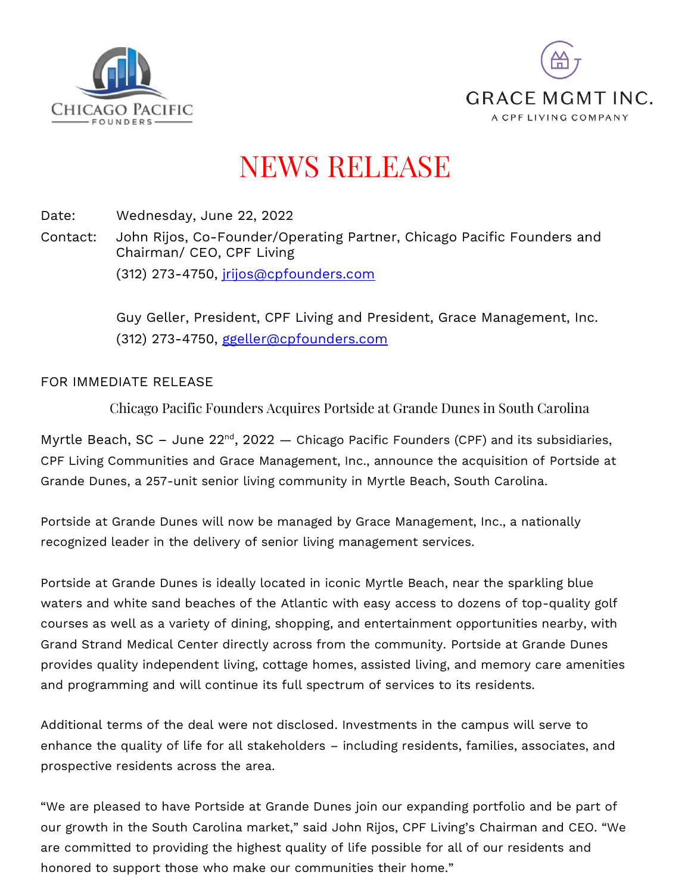CHICAGO PACIFIC FOUNDERS

GRACE MGMT INC.
A CPF LIVING COMPANY

# NEWS RELEASE

Date: Wednesday, June 22, 2022

Contact: John Rijos, Co-Founder/Operating Partner, Chicago Pacific Founders and Chairman/ CEO, CPF Living
(312) 273-4750, jrijos@cpfounders.com

Guy Geller, President, CPF Living and President, Grace Management, Inc.
(312) 273-4750, ggeller@cpfounders.com

FOR IMMEDIATE RELEASE

## Chicago Pacific Founders Acquires Portside at Grande Dunes in South Carolina

Myrtle Beach, SC – June 22nd, 2022 — Chicago Pacific Founders (CPF) and its subsidiaries, CPF Living Communities and Grace Management, Inc., announce the acquisition of Portside at Grande Dunes, a 257-unit senior living community in Myrtle Beach, South Carolina.

Portside at Grande Dunes will now be managed by Grace Management, Inc., a nationally recognized leader in the delivery of senior living management services.

Portside at Grande Dunes is ideally located in iconic Myrtle Beach, near the sparkling blue waters and white sand beaches of the Atlantic with easy access to dozens of top-quality golf courses as well as a variety of dining, shopping, and entertainment opportunities nearby, with Grand Strand Medical Center directly across from the community. Portside at Grande Dunes provides quality independent living, cottage homes, assisted living, and memory care amenities and programming and will continue its full spectrum of services to its residents.

Additional terms of the deal were not disclosed. Investments in the campus will serve to enhance the quality of life for all stakeholders – including residents, families, associates, and prospective residents across the area.

"We are pleased to have Portside at Grande Dunes join our expanding portfolio and be part of our growth in the South Carolina market," said John Rijos, CPF Living's Chairman and CEO. "We are committed to providing the highest quality of life possible for all of our residents and honored to support those who make our communities their home."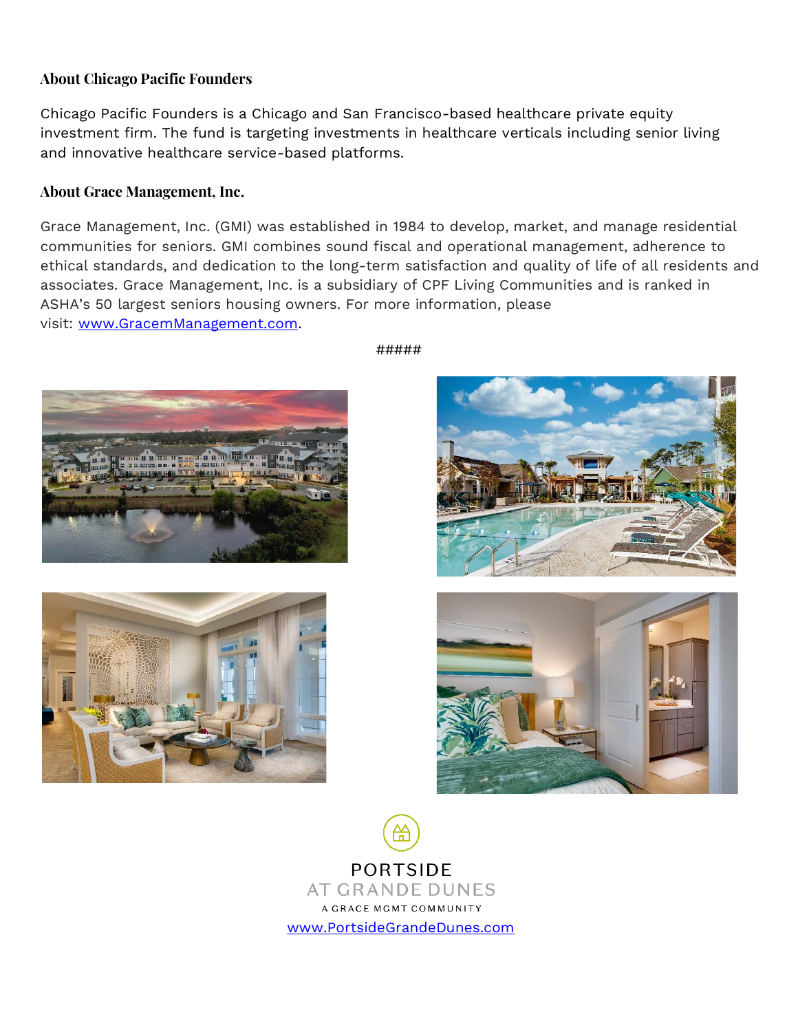### About Chicago Pacific Founders

Chicago Pacific Founders is a Chicago and San Francisco-based healthcare private equity investment firm. The fund is targeting investments in healthcare verticals including senior living and innovative healthcare service-based platforms.

### About Grace Management, Inc.

Grace Management, Inc. (GMI) was established in 1984 to develop, market, and manage residential communities for seniors. GMI combines sound fiscal and operational management, adherence to ethical standards, and dedication to the long-term satisfaction and quality of life of all residents and associates. Grace Management, Inc. is a subsidiary of CPF Living Communities and is ranked in ASHA's 50 largest seniors housing owners. For more information, please visit: www.GracemManagement.com.

#####

PORTSIDE
AT GRANDE DUNES
A GRACE MGMT COMMUNITY

www.PortsideGrandeDunes.com